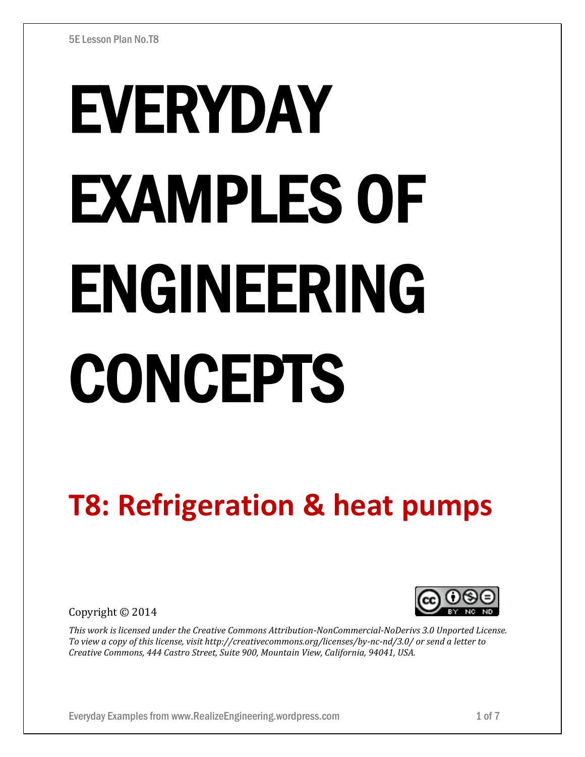5E Lesson Plan No.T8

# EVERYDAY EXAMPLES OF ENGINEERING CONCEPTS

## T8: Refrigeration & heat pumps

Copyright © 2014

*This work is licensed under the Creative Commons Attribution-NonCommercial-NoDerivs 3.0 Unported License. To view a copy of this license, visit http://creativecommons.org/licenses/by-nc-nd/3.0/ or send a letter to Creative Commons, 444 Castro Street, Suite 900, Mountain View, California, 94041, USA.*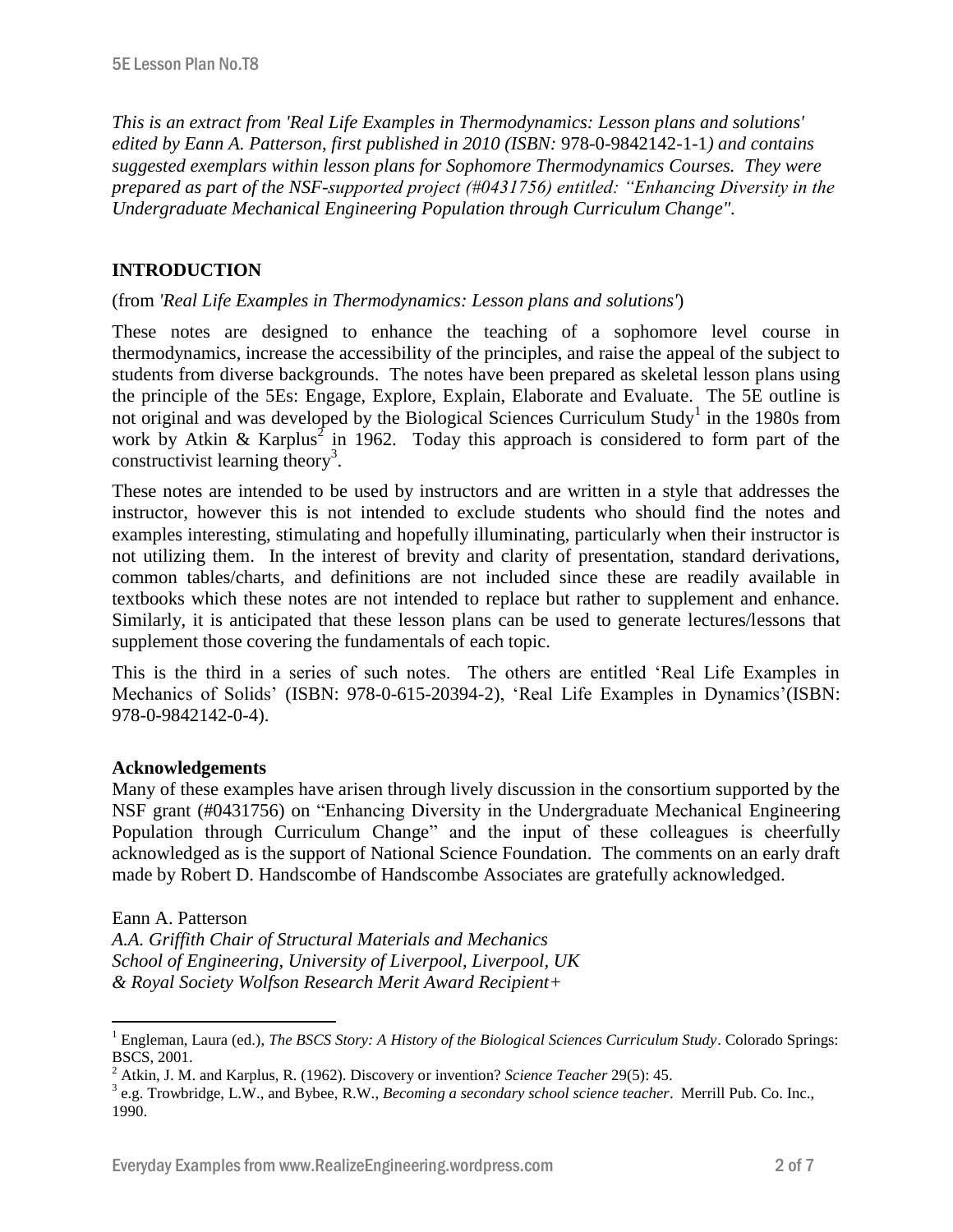*This is an extract from 'Real Life Examples in Thermodynamics: Lesson plans and solutions' edited by Eann A. Patterson, first published in 2010 (ISBN:* 978-0-9842142-1-1*) and contains suggested exemplars within lesson plans for Sophomore Thermodynamics Courses. They were prepared as part of the NSF-supported project (#0431756) entitled: "Enhancing Diversity in the Undergraduate Mechanical Engineering Population through Curriculum Change".*

## INTRODUCTION

(from *'Real Life Examples in Thermodynamics: Lesson plans and solutions'*)

These notes are designed to enhance the teaching of a sophomore level course in thermodynamics, increase the accessibility of the principles, and raise the appeal of the subject to students from diverse backgrounds. The notes have been prepared as skeletal lesson plans using the principle of the 5Es: Engage, Explore, Explain, Elaborate and Evaluate. The 5E outline is not original and was developed by the Biological Sciences Curriculum Study[1] in the 1980s from work by Atkin & Karplus[2] in 1962. Today this approach is considered to form part of the constructivist learning theory[3].

These notes are intended to be used by instructors and are written in a style that addresses the instructor, however this is not intended to exclude students who should find the notes and examples interesting, stimulating and hopefully illuminating, particularly when their instructor is not utilizing them. In the interest of brevity and clarity of presentation, standard derivations, common tables/charts, and definitions are not included since these are readily available in textbooks which these notes are not intended to replace but rather to supplement and enhance. Similarly, it is anticipated that these lesson plans can be used to generate lectures/lessons that supplement those covering the fundamentals of each topic.

This is the third in a series of such notes. The others are entitled 'Real Life Examples in Mechanics of Solids' (ISBN: 978-0-615-20394-2), 'Real Life Examples in Dynamics'(ISBN: 978-0-9842142-0-4).

**Acknowledgements**

Many of these examples have arisen through lively discussion in the consortium supported by the NSF grant (#0431756) on "Enhancing Diversity in the Undergraduate Mechanical Engineering Population through Curriculum Change" and the input of these colleagues is cheerfully acknowledged as is the support of National Science Foundation. The comments on an early draft made by Robert D. Handscombe of Handscombe Associates are gratefully acknowledged.

Eann A. Patterson
*A.A. Griffith Chair of Structural Materials and Mechanics*
*School of Engineering, University of Liverpool, Liverpool, UK*
*& Royal Society Wolfson Research Merit Award Recipient+*

---

[1] Engleman, Laura (ed.), *The BSCS Story: A History of the Biological Sciences Curriculum Study*. Colorado Springs: BSCS, 2001.

[2] Atkin, J. M. and Karplus, R. (1962). Discovery or invention? *Science Teacher* 29(5): 45.

[3] e.g. Trowbridge, L.W., and Bybee, R.W., *Becoming a secondary school science teacher*. Merrill Pub. Co. Inc., 1990.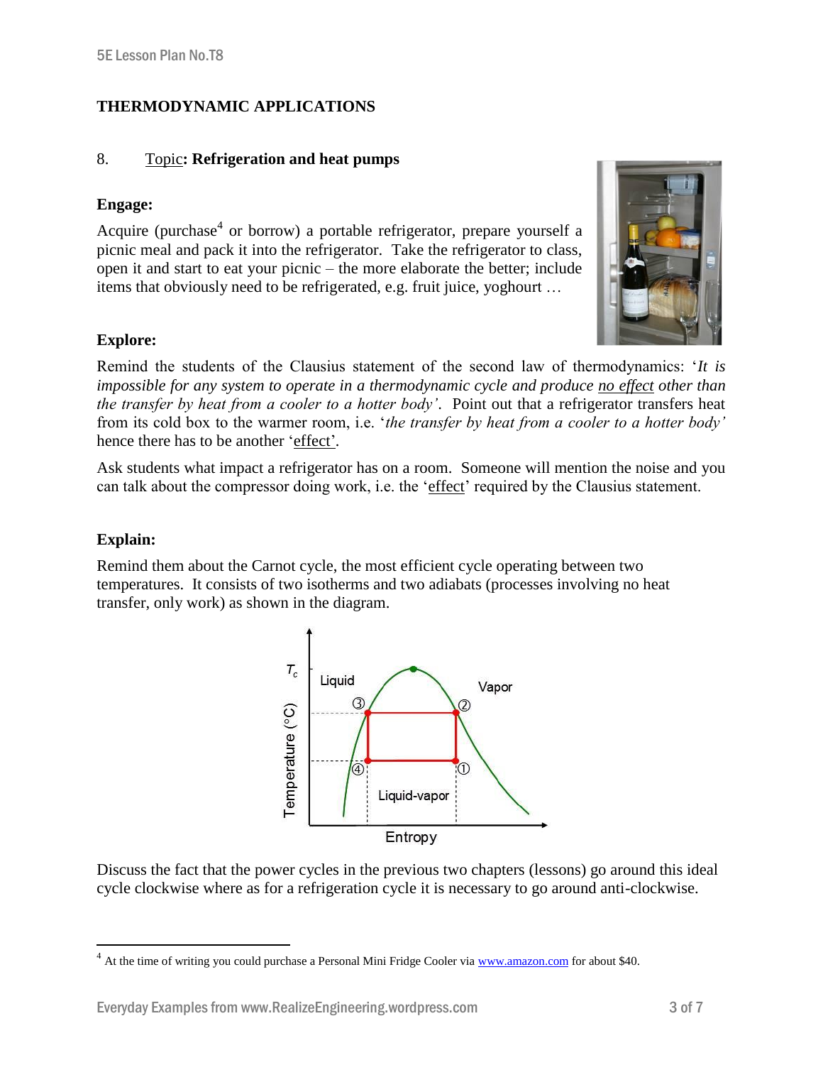**THERMODYNAMIC APPLICATIONS**

8. <u>Topic</u>: **Refrigeration and heat pumps**

**Engage:**

Acquire (purchase[4] or borrow) a portable refrigerator, prepare yourself a picnic meal and pack it into the refrigerator. Take the refrigerator to class, open it and start to eat your picnic – the more elaborate the better; include items that obviously need to be refrigerated, e.g. fruit juice, yoghourt …

**Explore:**

Remind the students of the Clausius statement of the second law of thermodynamics: '*It is impossible for any system to operate in a thermodynamic cycle and produce <u>no effect</u> other than the transfer by heat from a cooler to a hotter body'*. Point out that a refrigerator transfers heat from its cold box to the warmer room, i.e. '*the transfer by heat from a cooler to a hotter body'* hence there has to be another '<u>effect</u>'.

Ask students what impact a refrigerator has on a room. Someone will mention the noise and you can talk about the compressor doing work, i.e. the '<u>effect</u>' required by the Clausius statement.

**Explain:**

Remind them about the Carnot cycle, the most efficient cycle operating between two temperatures. It consists of two isotherms and two adiabats (processes involving no heat transfer, only work) as shown in the diagram.

Discuss the fact that the power cycles in the previous two chapters (lessons) go around this ideal cycle clockwise where as for a refrigeration cycle it is necessary to go around anti-clockwise.

---

[4] At the time of writing you could purchase a Personal Mini Fridge Cooler via www.amazon.com for about $40.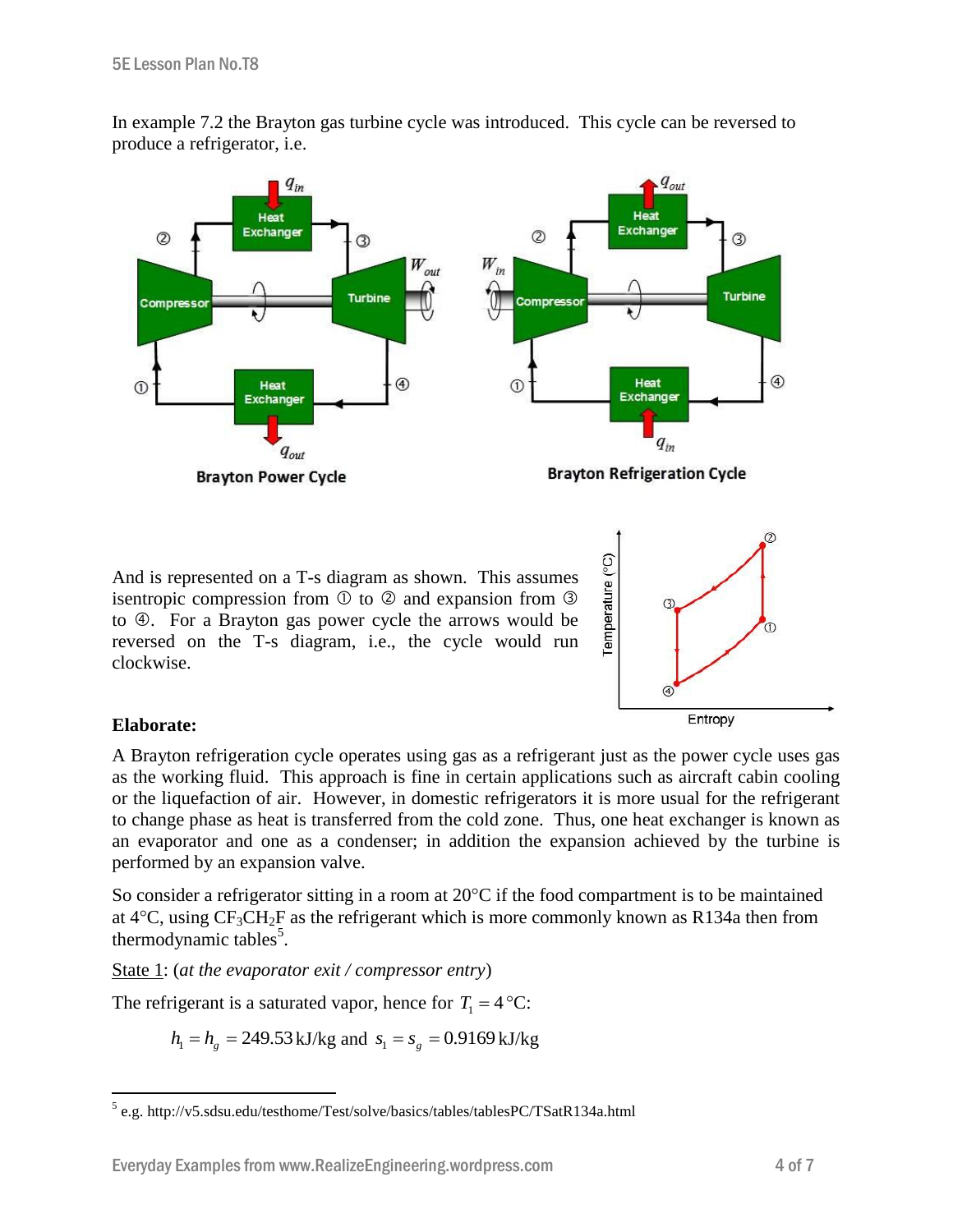In example 7.2 the Brayton gas turbine cycle was introduced. This cycle can be reversed to produce a refrigerator, i.e.

Brayton Power Cycle

Brayton Refrigeration Cycle

And is represented on a T-s diagram as shown. This assumes isentropic compression from ① to ② and expansion from ③ to ④. For a Brayton gas power cycle the arrows would be reversed on the T-s diagram, i.e., the cycle would run clockwise.

**Elaborate:**

A Brayton refrigeration cycle operates using gas as a refrigerant just as the power cycle uses gas as the working fluid. This approach is fine in certain applications such as aircraft cabin cooling or the liquefaction of air. However, in domestic refrigerators it is more usual for the refrigerant to change phase as heat is transferred from the cold zone. Thus, one heat exchanger is known as an evaporator and one as a condenser; in addition the expansion achieved by the turbine is performed by an expansion valve.

So consider a refrigerator sitting in a room at 20°C if the food compartment is to be maintained at 4°C, using $CF_3CH_2F$ as the refrigerant which is more commonly known as R134a then from thermodynamic tables[5].

<u>State 1</u>: (*at the evaporator exit / compressor entry*)

The refrigerant is a saturated vapor, hence for $T_1 = 4\,°\text{C}$:

$$h_1 = h_g = 249.53\,\text{kJ/kg} \text{ and } s_1 = s_g = 0.9169\,\text{kJ/kg}$$

[5] e.g. http://v5.sdsu.edu/testhome/Test/solve/basics/tables/tablesPC/TSatR134a.html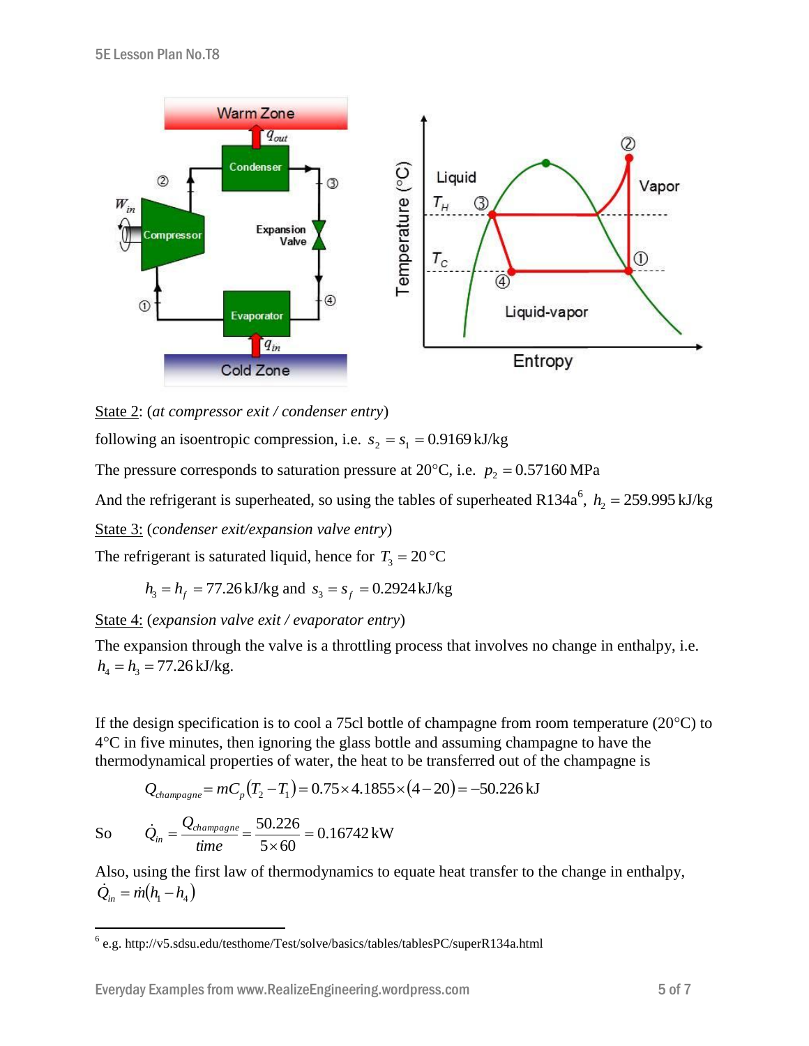State 2: (*at compressor exit / condenser entry*)

following an isentropic compression, i.e. $s_2 = s_1 = 0.9169\,\text{kJ/kg}$

The pressure corresponds to saturation pressure at 20°C, i.e. $p_2 = 0.57160\,\text{MPa}$

And the refrigerant is superheated, so using the tables of superheated R134a[6], $h_2 = 259.995\,\text{kJ/kg}$

State 3: (*condenser exit/expansion valve entry*)

The refrigerant is saturated liquid, hence for $T_3 = 20\,°\text{C}$

$$h_3 = h_f = 77.26\,\text{kJ/kg} \text{ and } s_3 = s_f = 0.2924\,\text{kJ/kg}$$

State 4: (*expansion valve exit / evaporator entry*)

The expansion through the valve is a throttling process that involves no change in enthalpy, i.e. $h_4 = h_3 = 77.26\,\text{kJ/kg}$.

If the design specification is to cool a 75cl bottle of champagne from room temperature (20°C) to 4°C in five minutes, then ignoring the glass bottle and assuming champagne to have the thermodynamical properties of water, the heat to be transferred out of the champagne is

$$Q_{champagne} = mC_p(T_2 - T_1) = 0.75 \times 4.1855 \times (4 - 20) = -50.226\,\text{kJ}$$

So $$\dot{Q}_{in} = \frac{Q_{champagne}}{time} = \frac{50.226}{5 \times 60} = 0.16742\,\text{kW}$$

Also, using the first law of thermodynamics to equate heat transfer to the change in enthalpy, $\dot{Q}_{in} = \dot{m}(h_1 - h_4)$

[6] e.g. http://v5.sdsu.edu/testhome/Test/solve/basics/tables/tablesPC/superR134a.html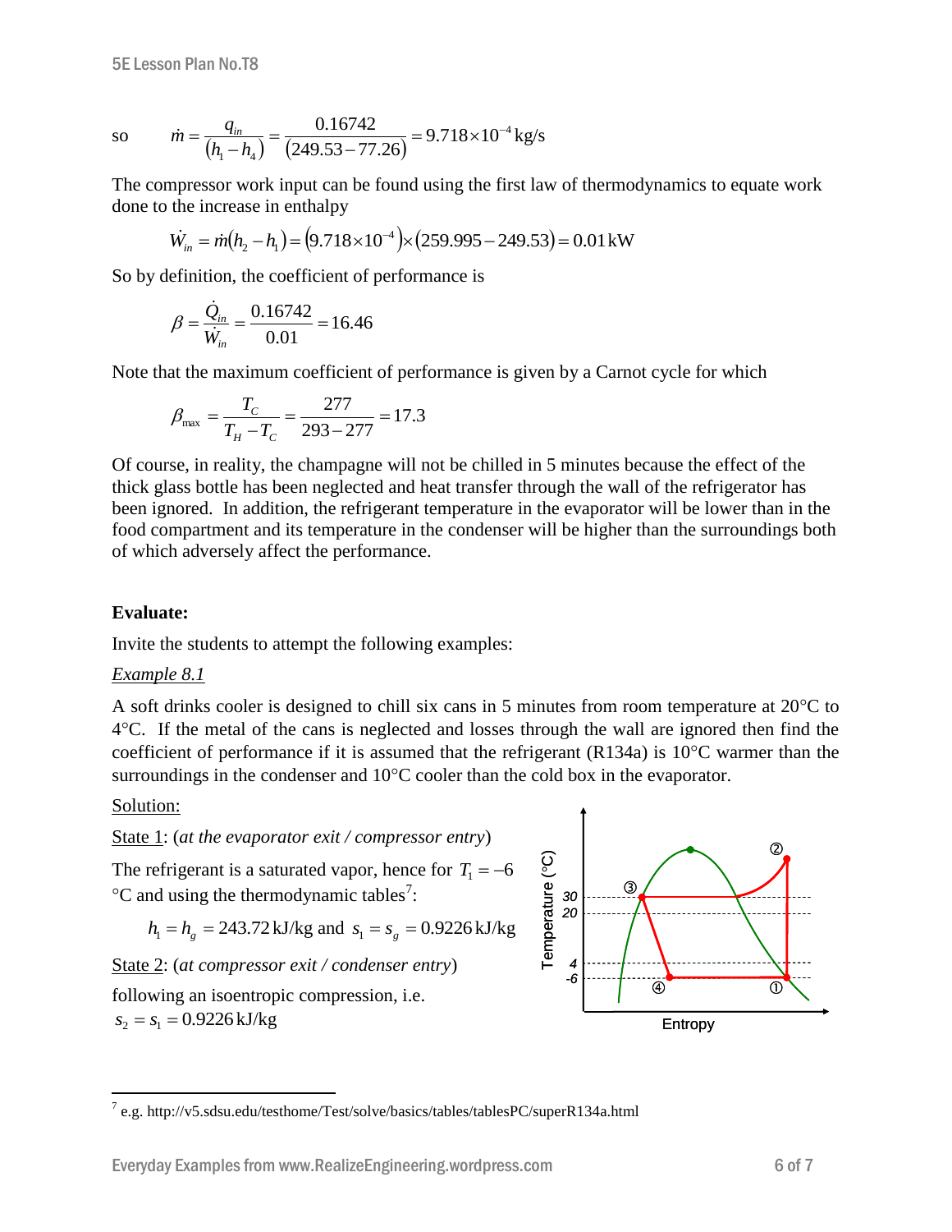so $$\dot{m} = \frac{q_{in}}{(h_1 - h_4)} = \frac{0.16742}{(249.53 - 77.26)} = 9.718 \times 10^{-4}\,\text{kg/s}$$

The compressor work input can be found using the first law of thermodynamics to equate work done to the increase in enthalpy

$$\dot{W}_{in} = \dot{m}(h_2 - h_1) = (9.718 \times 10^{-4}) \times (259.995 - 249.53) = 0.01\,\text{kW}$$

So by definition, the coefficient of performance is

$$\beta = \frac{\dot{Q}_{in}}{\dot{W}_{in}} = \frac{0.16742}{0.01} = 16.46$$

Note that the maximum coefficient of performance is given by a Carnot cycle for which

$$\beta_{\max} = \frac{T_C}{T_H - T_C} = \frac{277}{293 - 277} = 17.3$$

Of course, in reality, the champagne will not be chilled in 5 minutes because the effect of the thick glass bottle has been neglected and heat transfer through the wall of the refrigerator has been ignored. In addition, the refrigerant temperature in the evaporator will be lower than in the food compartment and its temperature in the condenser will be higher than the surroundings both of which adversely affect the performance.

**Evaluate:**

Invite the students to attempt the following examples:

*Example 8.1*

A soft drinks cooler is designed to chill six cans in 5 minutes from room temperature at 20°C to 4°C. If the metal of the cans is neglected and losses through the wall are ignored then find the coefficient of performance if it is assumed that the refrigerant (R134a) is 10°C warmer than the surroundings in the condenser and 10°C cooler than the cold box in the evaporator.

Solution:

State 1: (*at the evaporator exit / compressor entry*)

The refrigerant is a saturated vapor, hence for $T_1 = -6$ °C and using the thermodynamic tables[7]:

$$h_1 = h_g = 243.72\,\text{kJ/kg} \text{ and } s_1 = s_g = 0.9226\,\text{kJ/kg}$$

State 2: (*at compressor exit / condenser entry*)

following an isentropic compression, i.e. $s_2 = s_1 = 0.9226\,\text{kJ/kg}$

[7] e.g. http://v5.sdsu.edu/testhome/Test/solve/basics/tables/tablesPC/superR134a.html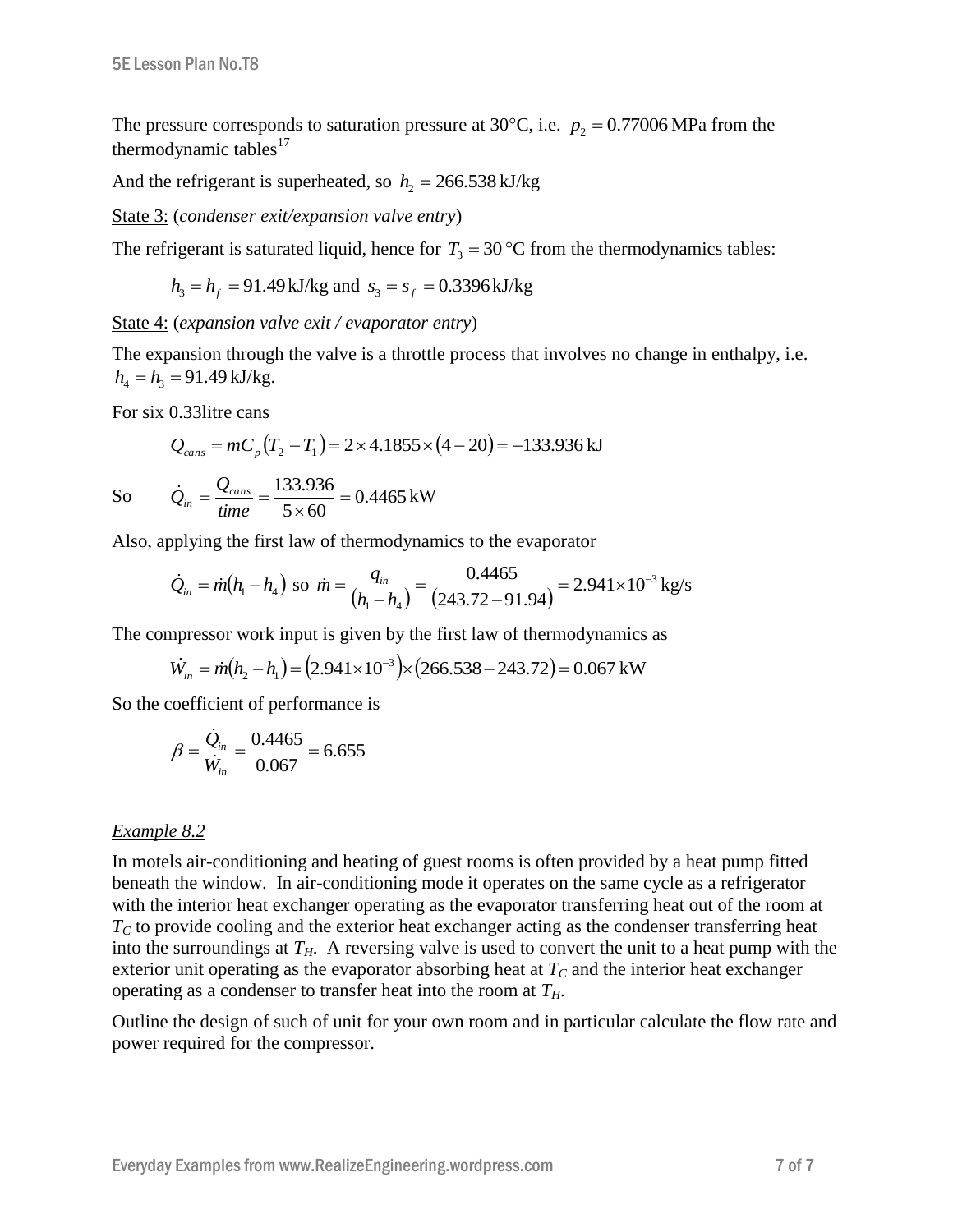The pressure corresponds to saturation pressure at 30°C, i.e. $p_2 = 0.77006$ MPa from the thermodynamic tables[17]

And the refrigerant is superheated, so $h_2 = 266.538$ kJ/kg

State 3: (*condenser exit/expansion valve entry*)

The refrigerant is saturated liquid, hence for $T_3 = 30$ °C from the thermodynamics tables:

$$h_3 = h_f = 91.49 \text{ kJ/kg and } s_3 = s_f = 0.3396 \text{ kJ/kg}$$

State 4: (*expansion valve exit / evaporator entry*)

The expansion through the valve is a throttle process that involves no change in enthalpy, i.e. $h_4 = h_3 = 91.49$ kJ/kg.

For six 0.33litre cans

$$Q_{cans} = mC_p(T_2 - T_1) = 2 \times 4.1855 \times (4 - 20) = -133.936 \text{ kJ}$$

So $$\dot{Q}_{in} = \frac{Q_{cans}}{time} = \frac{133.936}{5 \times 60} = 0.4465 \text{ kW}$$

Also, applying the first law of thermodynamics to the evaporator

$$\dot{Q}_{in} = \dot{m}(h_1 - h_4) \text{ so } \dot{m} = \frac{q_{in}}{(h_1 - h_4)} = \frac{0.4465}{(243.72 - 91.94)} = 2.941 \times 10^{-3} \text{ kg/s}$$

The compressor work input is given by the first law of thermodynamics as

$$\dot{W}_{in} = \dot{m}(h_2 - h_1) = (2.941 \times 10^{-3}) \times (266.538 - 243.72) = 0.067 \text{ kW}$$

So the coefficient of performance is

$$\beta = \frac{\dot{Q}_{in}}{\dot{W}_{in}} = \frac{0.4465}{0.067} = 6.655$$

*Example 8.2*

In motels air-conditioning and heating of guest rooms is often provided by a heat pump fitted beneath the window. In air-conditioning mode it operates on the same cycle as a refrigerator with the interior heat exchanger operating as the evaporator transferring heat out of the room at $T_C$ to provide cooling and the exterior heat exchanger acting as the condenser transferring heat into the surroundings at $T_H$. A reversing valve is used to convert the unit to a heat pump with the exterior unit operating as the evaporator absorbing heat at $T_C$ and the interior heat exchanger operating as a condenser to transfer heat into the room at $T_H$.

Outline the design of such of unit for your own room and in particular calculate the flow rate and power required for the compressor.